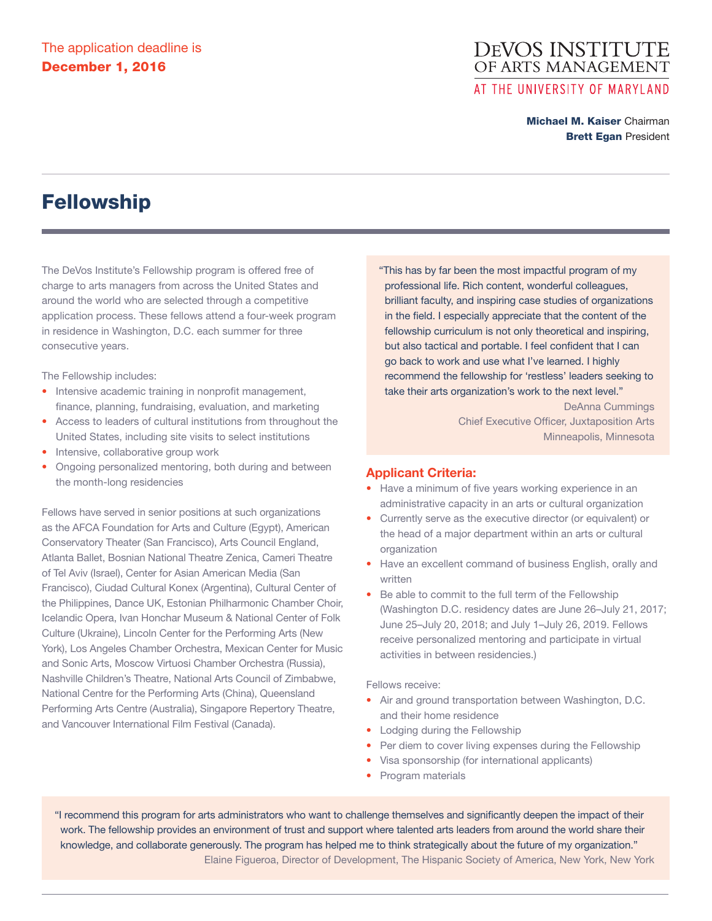The application deadline is
**December 1, 2016**

DeVOS INSTITUTE OF ARTS MANAGEMENT
AT THE UNIVERSITY OF MARYLAND

**Michael M. Kaiser** Chairman
**Brett Egan** President

# Fellowship

The DeVos Institute's Fellowship program is offered free of charge to arts managers from across the United States and around the world who are selected through a competitive application process. These fellows attend a four-week program in residence in Washington, D.C. each summer for three consecutive years.

The Fellowship includes:

- Intensive academic training in nonprofit management, finance, planning, fundraising, evaluation, and marketing
- Access to leaders of cultural institutions from throughout the United States, including site visits to select institutions
- Intensive, collaborative group work
- Ongoing personalized mentoring, both during and between the month-long residencies

Fellows have served in senior positions at such organizations as the AFCA Foundation for Arts and Culture (Egypt), American Conservatory Theater (San Francisco), Arts Council England, Atlanta Ballet, Bosnian National Theatre Zenica, Cameri Theatre of Tel Aviv (Israel), Center for Asian American Media (San Francisco), Ciudad Cultural Konex (Argentina), Cultural Center of the Philippines, Dance UK, Estonian Philharmonic Chamber Choir, Icelandic Opera, Ivan Honchar Museum & National Center of Folk Culture (Ukraine), Lincoln Center for the Performing Arts (New York), Los Angeles Chamber Orchestra, Mexican Center for Music and Sonic Arts, Moscow Virtuosi Chamber Orchestra (Russia), Nashville Children's Theatre, National Arts Council of Zimbabwe, National Centre for the Performing Arts (China), Queensland Performing Arts Centre (Australia), Singapore Repertory Theatre, and Vancouver International Film Festival (Canada).

> "This has by far been the most impactful program of my professional life. Rich content, wonderful colleagues, brilliant faculty, and inspiring case studies of organizations in the field. I especially appreciate that the content of the fellowship curriculum is not only theoretical and inspiring, but also tactical and portable. I feel confident that I can go back to work and use what I've learned. I highly recommend the fellowship for 'restless' leaders seeking to take their arts organization's work to the next level."
>
> DeAnna Cummings
> Chief Executive Officer, Juxtaposition Arts
> Minneapolis, Minnesota

## Applicant Criteria:

- Have a minimum of five years working experience in an administrative capacity in an arts or cultural organization
- Currently serve as the executive director (or equivalent) or the head of a major department within an arts or cultural organization
- Have an excellent command of business English, orally and written
- Be able to commit to the full term of the Fellowship (Washington D.C. residency dates are June 26–July 21, 2017; June 25–July 20, 2018; and July 1–July 26, 2019. Fellows receive personalized mentoring and participate in virtual activities in between residencies.)

Fellows receive:

- Air and ground transportation between Washington, D.C. and their home residence
- Lodging during the Fellowship
- Per diem to cover living expenses during the Fellowship
- Visa sponsorship (for international applicants)
- Program materials

> "I recommend this program for arts administrators who want to challenge themselves and significantly deepen the impact of their work. The fellowship provides an environment of trust and support where talented arts leaders from around the world share their knowledge, and collaborate generously. The program has helped me to think strategically about the future of my organization."
>
> Elaine Figueroa, Director of Development, The Hispanic Society of America, New York, New York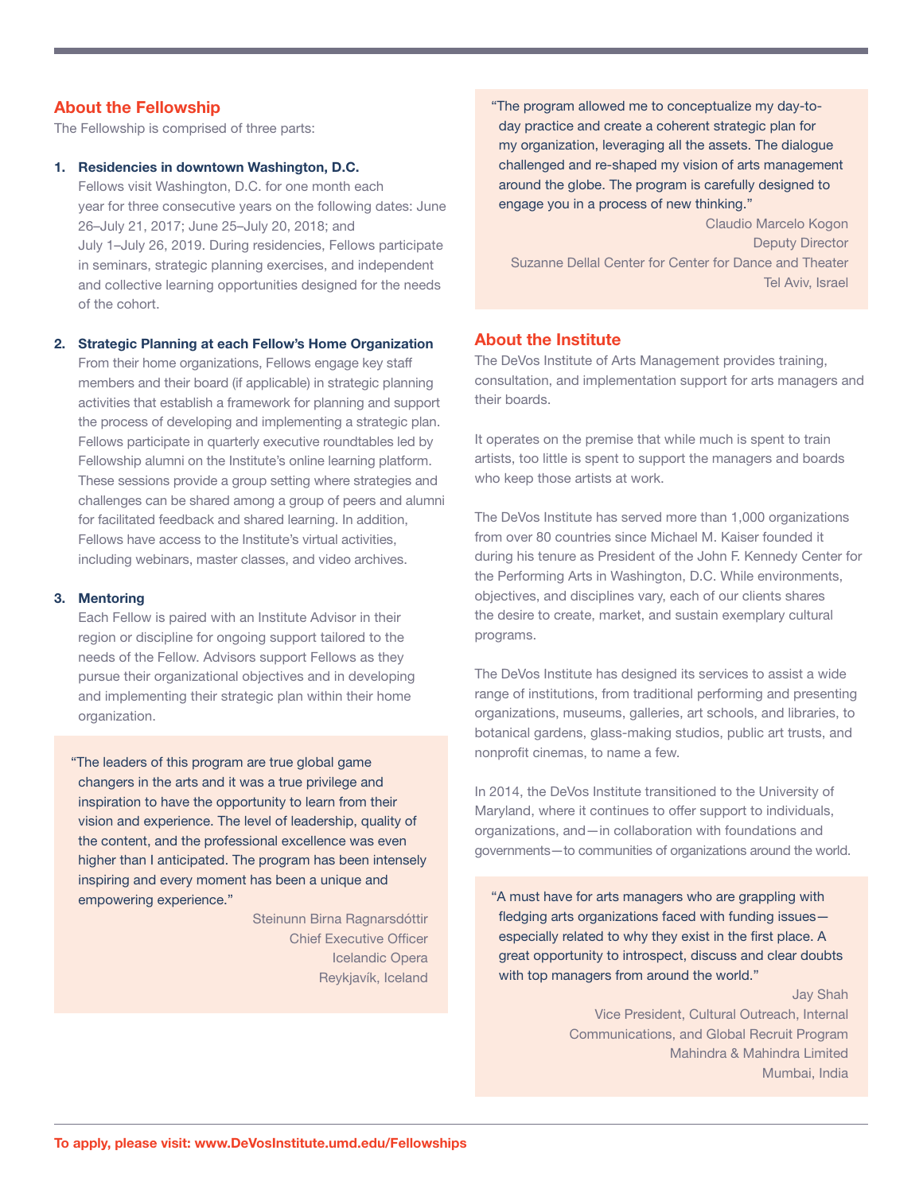## About the Fellowship

The Fellowship is comprised of three parts:

1. **Residencies in downtown Washington, D.C.**
   Fellows visit Washington, D.C. for one month each year for three consecutive years on the following dates: June 26–July 21, 2017; June 25–July 20, 2018; and July 1–July 26, 2019. During residencies, Fellows participate in seminars, strategic planning exercises, and independent and collective learning opportunities designed for the needs of the cohort.

2. **Strategic Planning at each Fellow's Home Organization**
   From their home organizations, Fellows engage key staff members and their board (if applicable) in strategic planning activities that establish a framework for planning and support the process of developing and implementing a strategic plan. Fellows participate in quarterly executive roundtables led by Fellowship alumni on the Institute's online learning platform. These sessions provide a group setting where strategies and challenges can be shared among a group of peers and alumni for facilitated feedback and shared learning. In addition, Fellows have access to the Institute's virtual activities, including webinars, master classes, and video archives.

3. **Mentoring**
   Each Fellow is paired with an Institute Advisor in their region or discipline for ongoing support tailored to the needs of the Fellow. Advisors support Fellows as they pursue their organizational objectives and in developing and implementing their strategic plan within their home organization.

> "The leaders of this program are true global game changers in the arts and it was a true privilege and inspiration to have the opportunity to learn from their vision and experience. The level of leadership, quality of the content, and the professional excellence was even higher than I anticipated. The program has been intensely inspiring and every moment has been a unique and empowering experience."
>
> Steinunn Birna Ragnarsdóttir
> Chief Executive Officer
> Icelandic Opera
> Reykjavík, Iceland

> "The program allowed me to conceptualize my day-to-day practice and create a coherent strategic plan for my organization, leveraging all the assets. The dialogue challenged and re-shaped my vision of arts management around the globe. The program is carefully designed to engage you in a process of new thinking."
>
> Claudio Marcelo Kogon
> Deputy Director
> Suzanne Dellal Center for Center for Dance and Theater
> Tel Aviv, Israel

## About the Institute

The DeVos Institute of Arts Management provides training, consultation, and implementation support for arts managers and their boards.

It operates on the premise that while much is spent to train artists, too little is spent to support the managers and boards who keep those artists at work.

The DeVos Institute has served more than 1,000 organizations from over 80 countries since Michael M. Kaiser founded it during his tenure as President of the John F. Kennedy Center for the Performing Arts in Washington, D.C. While environments, objectives, and disciplines vary, each of our clients shares the desire to create, market, and sustain exemplary cultural programs.

The DeVos Institute has designed its services to assist a wide range of institutions, from traditional performing and presenting organizations, museums, galleries, art schools, and libraries, to botanical gardens, glass-making studios, public art trusts, and nonprofit cinemas, to name a few.

In 2014, the DeVos Institute transitioned to the University of Maryland, where it continues to offer support to individuals, organizations, and—in collaboration with foundations and governments—to communities of organizations around the world.

> "A must have for arts managers who are grappling with fledging arts organizations faced with funding issues—especially related to why they exist in the first place. A great opportunity to introspect, discuss and clear doubts with top managers from around the world."
>
> Jay Shah
> Vice President, Cultural Outreach, Internal Communications, and Global Recruit Program
> Mahindra & Mahindra Limited
> Mumbai, India

**To apply, please visit: www.DeVosInstitute.umd.edu/Fellowships**